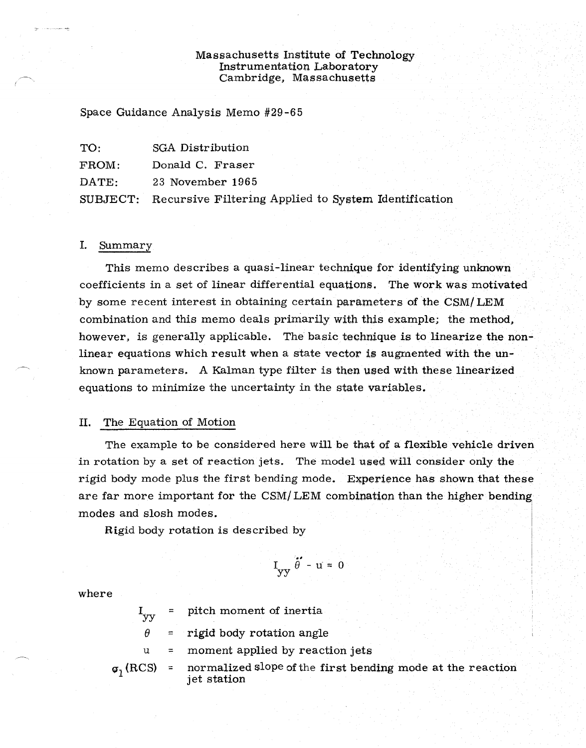Massachusetts Institute of Technology
Instrumentation Laboratory
Cambridge, Massachusetts

Space Guidance Analysis Memo #29-65

TO: SGA Distribution

FROM: Donald C. Fraser

DATE: 23 November 1965

SUBJECT: Recursive Filtering Applied to System Identification

## I. Summary

This memo describes a quasi-linear technique for identifying unknown coefficients in a set of linear differential equations. The work was motivated by some recent interest in obtaining certain parameters of the CSM/LEM combination and this memo deals primarily with this example; the method, however, is generally applicable. The basic technique is to linearize the nonlinear equations which result when a state vector is augmented with the unknown parameters. A Kalman type filter is then used with these linearized equations to minimize the uncertainty in the state variables.

## II. The Equation of Motion

The example to be considered here will be that of a flexible vehicle driven in rotation by a set of reaction jets. The model used will consider only the rigid body mode plus the first bending mode. Experience has shown that these are far more important for the CSM/LEM combination than the higher bending modes and slosh modes.

Rigid body rotation is described by

$$I_{yy} \ddot{\theta} - u = 0$$

where

$I_{yy}$ = pitch moment of inertia

$\theta$ = rigid body rotation angle

$u$ = moment applied by reaction jets

$\sigma_1(\text{RCS})$ = normalized slope of the first bending mode at the reaction jet station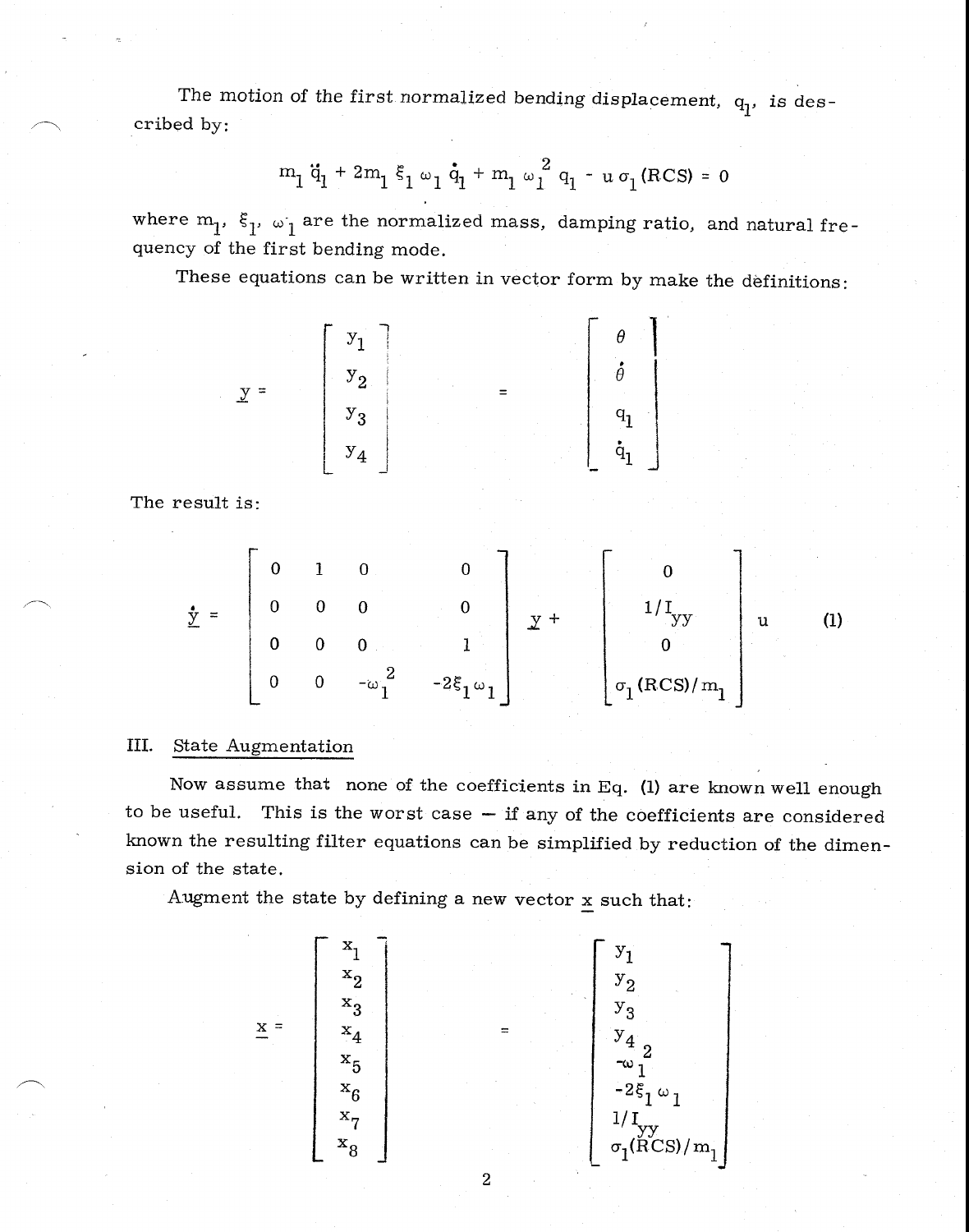The motion of the first normalized bending displacement, $q_1$, is described by:

$$m_1 \ddot{q}_1 + 2m_1 \xi_1 \omega_1 \dot{q}_1 + m_1 \omega_1^2 q_1 - u \sigma_1 (RCS) = 0$$

where $m_1$, $\xi_1$, $\omega_1$ are the normalized mass, damping ratio, and natural frequency of the first bending mode.

These equations can be written in vector form by make the definitions:

$$\underline{y} = \begin{bmatrix} y_1 \\ y_2 \\ y_3 \\ y_4 \end{bmatrix} = \begin{bmatrix} \theta \\ \dot{\theta} \\ q_1 \\ \dot{q}_1 \end{bmatrix}$$

The result is:

$$\dot{\underline{y}} = \begin{bmatrix} 0 & 1 & 0 & 0 \\ 0 & 0 & 0 & 0 \\ 0 & 0 & 0 & 1 \\ 0 & 0 & -\omega_1^2 & -2\xi_1 \omega_1 \end{bmatrix} \underline{y} + \begin{bmatrix} 0 \\ 1/I_{yy} \\ 0 \\ \sigma_1 (RCS)/m_1 \end{bmatrix} u \qquad (1)$$

## III. State Augmentation

Now assume that none of the coefficients in Eq. (1) are known well enough to be useful. This is the worst case — if any of the coefficients are considered known the resulting filter equations can be simplified by reduction of the dimension of the state.

Augment the state by defining a new vector $\underline{x}$ such that:

$$\underline{x} = \begin{bmatrix} x_1 \\ x_2 \\ x_3 \\ x_4 \\ x_5 \\ x_6 \\ x_7 \\ x_8 \end{bmatrix} = \begin{bmatrix} y_1 \\ y_2 \\ y_3 \\ y_4 \\ -\omega_1^2 \\ -2\xi_1 \omega_1 \\ 1/I_{yy} \\ \sigma_1 (RCS)/m_1 \end{bmatrix}$$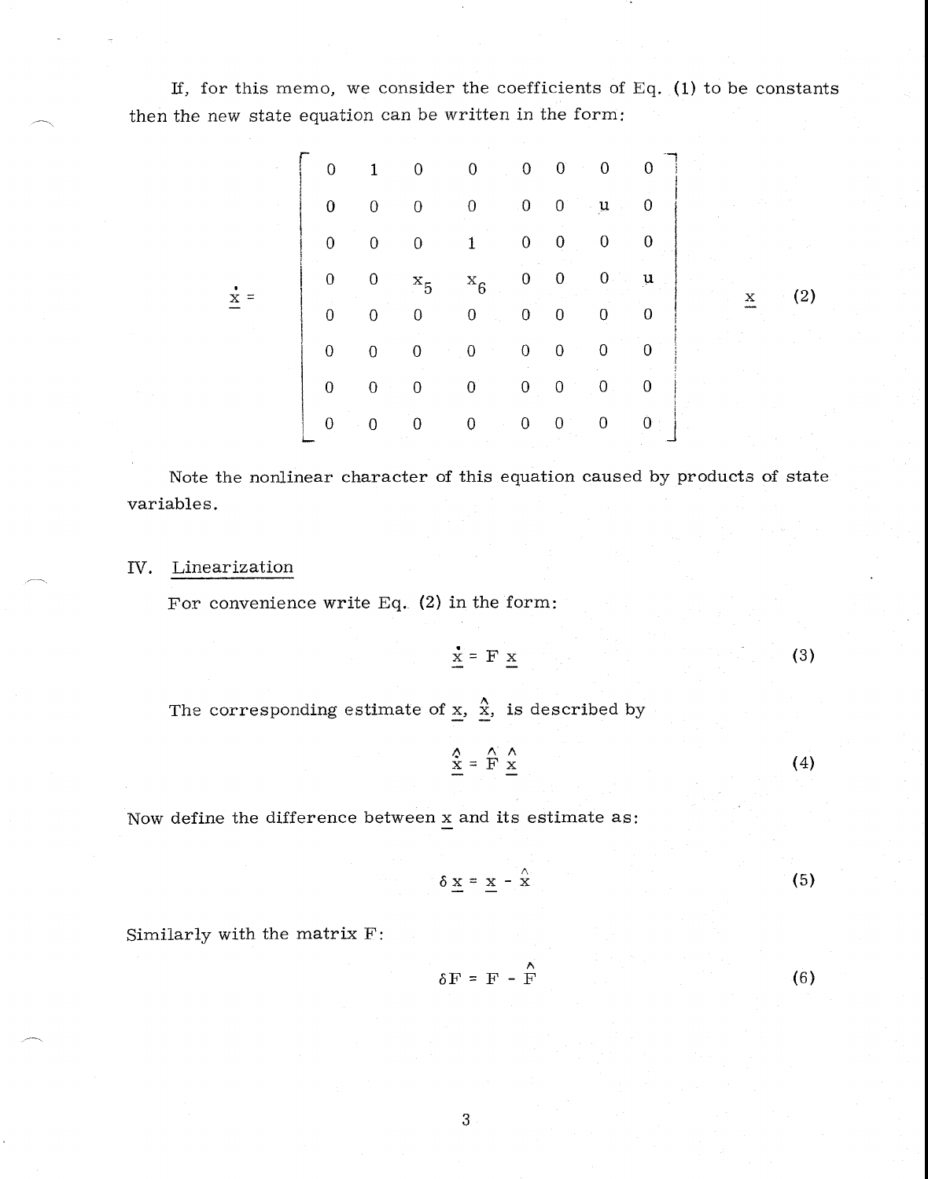If, for this memo, we consider the coefficients of Eq. (1) to be constants then the new state equation can be written in the form:

$$
\underline{\dot{x}} = \begin{bmatrix} 0 & 1 & 0 & 0 & 0 & 0 & 0 & 0 \\ 0 & 0 & 0 & 0 & 0 & 0 & u & 0 \\ 0 & 0 & 0 & 1 & 0 & 0 & 0 & 0 \\ 0 & 0 & x_5 & x_6 & 0 & 0 & 0 & u \\ 0 & 0 & 0 & 0 & 0 & 0 & 0 & 0 \\ 0 & 0 & 0 & 0 & 0 & 0 & 0 & 0 \\ 0 & 0 & 0 & 0 & 0 & 0 & 0 & 0 \\ 0 & 0 & 0 & 0 & 0 & 0 & 0 & 0 \end{bmatrix} \underline{x} \qquad (2)
$$

Note the nonlinear character of this equation caused by products of state variables.

## IV. Linearization

For convenience write Eq. (2) in the form:

$$
\underline{\dot{x}} = F \, \underline{x} \qquad (3)
$$

The corresponding estimate of $\underline{x}$, $\hat{\underline{x}}$, is described by

$$
\hat{\underline{\dot{x}}} = \hat{F} \, \hat{\underline{x}} \qquad (4)
$$

Now define the difference between $\underline{x}$ and its estimate as:

$$
\delta \underline{x} = \underline{x} - \hat{\underline{x}} \qquad (5)
$$

Similarly with the matrix F:

$$
\delta F = F - \hat{F} \qquad (6)
$$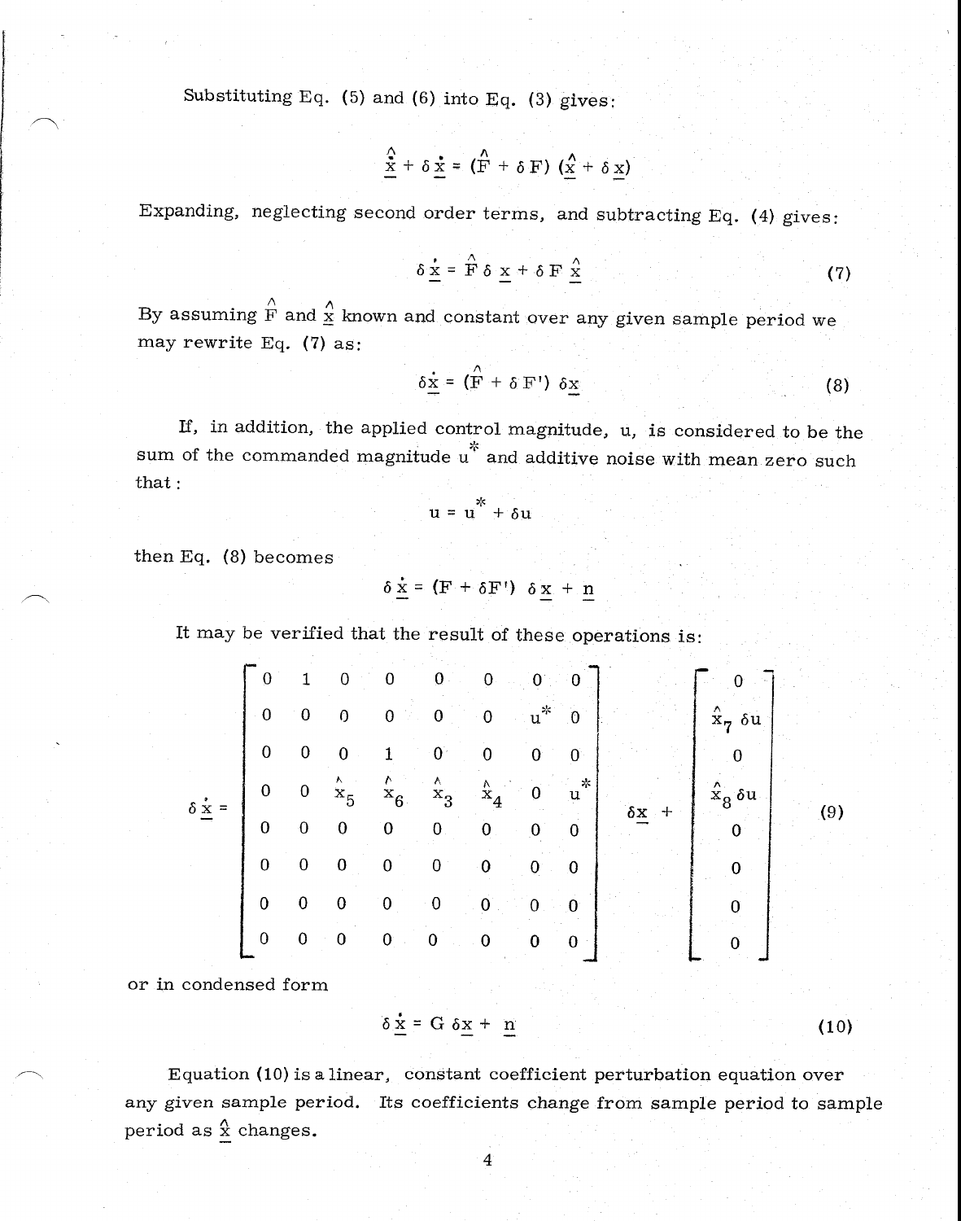Substituting Eq. (5) and (6) into Eq. (3) gives:

$$\dot{\hat{\underline{x}}} + \delta \dot{\underline{x}} = (\hat{F} + \delta F)(\hat{\underline{x}} + \delta \underline{x})$$

Expanding, neglecting second order terms, and subtracting Eq. (4) gives:

$$\delta \dot{\underline{x}} = \hat{F} \delta \underline{x} + \delta F \hat{\underline{x}} \tag{7}$$

By assuming $\hat{F}$ and $\hat{\underline{x}}$ known and constant over any given sample period we may rewrite Eq. (7) as:

$$\delta \dot{\underline{x}} = (\hat{F} + \delta F') \delta \underline{x} \tag{8}$$

If, in addition, the applied control magnitude, u, is considered to be the sum of the commanded magnitude $u^*$ and additive noise with mean zero such that:

$$u = u^* + \delta u$$

then Eq. (8) becomes

$$\delta \dot{\underline{x}} = (F + \delta F') \delta \underline{x} + \underline{n}$$

It may be verified that the result of these operations is:

$$\delta \dot{\underline{x}} = \begin{bmatrix} 0 & 1 & 0 & 0 & 0 & 0 & 0 & 0 \\ 0 & 0 & 0 & 0 & 0 & 0 & u^* & 0 \\ 0 & 0 & 0 & 1 & 0 & 0 & 0 & 0 \\ 0 & 0 & \hat{x}_5 & \hat{x}_6 & \hat{x}_3 & \hat{x}_4 & 0 & u^* \\ 0 & 0 & 0 & 0 & 0 & 0 & 0 & 0 \\ 0 & 0 & 0 & 0 & 0 & 0 & 0 & 0 \\ 0 & 0 & 0 & 0 & 0 & 0 & 0 & 0 \\ 0 & 0 & 0 & 0 & 0 & 0 & 0 & 0 \end{bmatrix} \delta \underline{x} + \begin{bmatrix} 0 \\ \hat{x}_7 \delta u \\ 0 \\ \hat{x}_8 \delta u \\ 0 \\ 0 \\ 0 \\ 0 \end{bmatrix} \tag{9}$$

or in condensed form

$$\delta \dot{\underline{x}} = G \delta \underline{x} + \underline{n} \tag{10}$$

Equation (10) is a linear, constant coefficient perturbation equation over any given sample period. Its coefficients change from sample period to sample period as $\hat{\underline{x}}$ changes.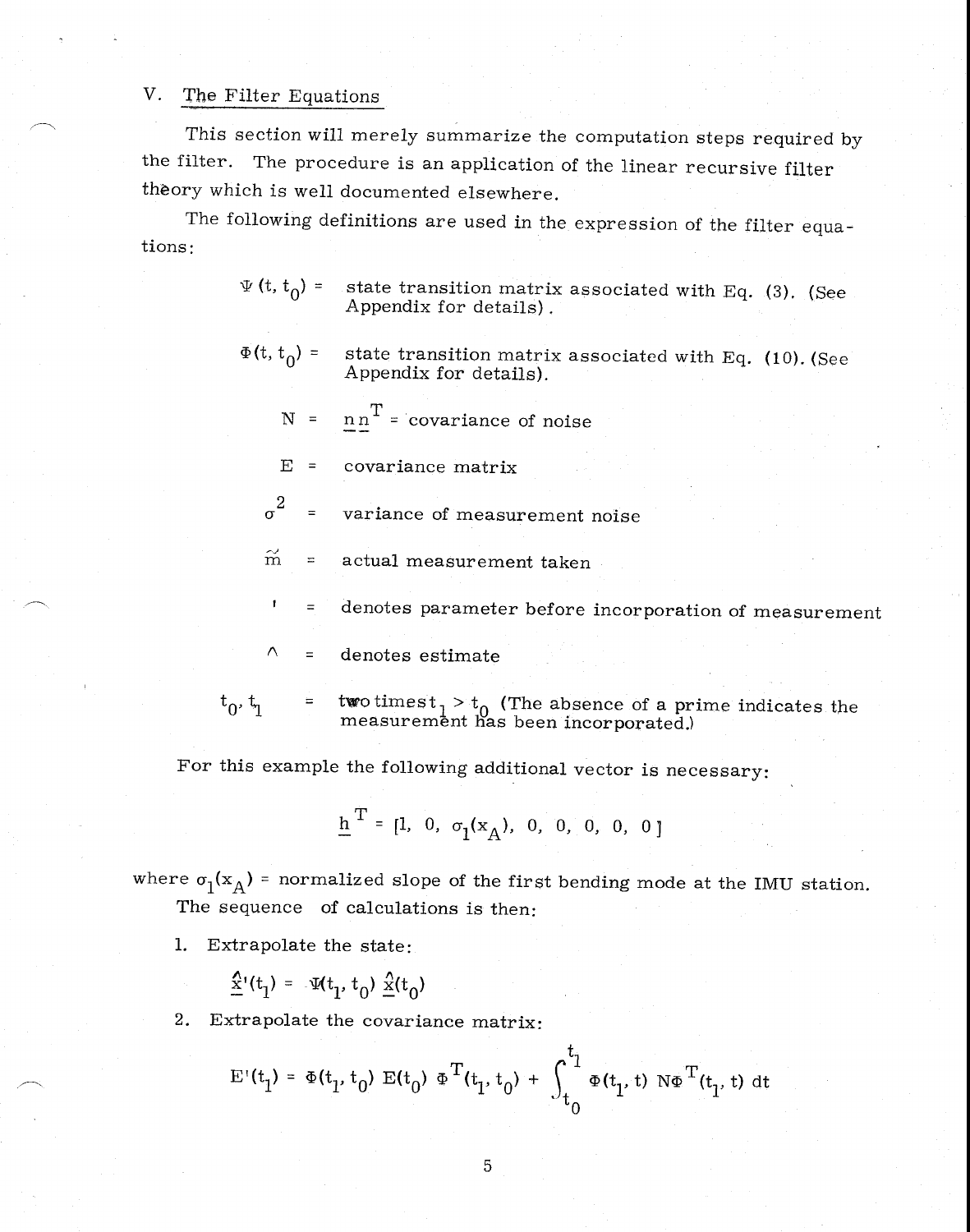## V. The Filter Equations

This section will merely summarize the computation steps required by the filter. The procedure is an application of the linear recursive filter theory which is well documented elsewhere.

The following definitions are used in the expression of the filter equations:

$\Psi(t, t_0)$ = state transition matrix associated with Eq. (3). (See Appendix for details).

$\Phi(t, t_0)$ = state transition matrix associated with Eq. (10). (See Appendix for details).

$N$ = $\underline{n}\,\underline{n}^T$ = covariance of noise

$E$ = covariance matrix

$\sigma^2$ = variance of measurement noise

$\tilde{m}$ = actual measurement taken

$'$ = denotes parameter before incorporation of measurement

$\wedge$ = denotes estimate

$t_0, t_1$ = two times $t_1 > t_0$ (The absence of a prime indicates the measurement has been incorporated.)

For this example the following additional vector is necessary:

$$\underline{h}^T = [1,\ 0,\ \sigma_1(x_A),\ 0,\ 0,\ 0,\ 0,\ 0]$$

where $\sigma_1(x_A)$ = normalized slope of the first bending mode at the IMU station.

The sequence of calculations is then:

1. Extrapolate the state:

$$\underline{\hat{x}}'(t_1) = \Psi(t_1, t_0)\,\underline{\hat{x}}(t_0)$$

2. Extrapolate the covariance matrix:

$$E'(t_1) = \Phi(t_1, t_0)\,E(t_0)\,\Phi^T(t_1, t_0) + \int_{t_0}^{t_1} \Phi(t_1, t)\,N\Phi^T(t_1, t)\,dt$$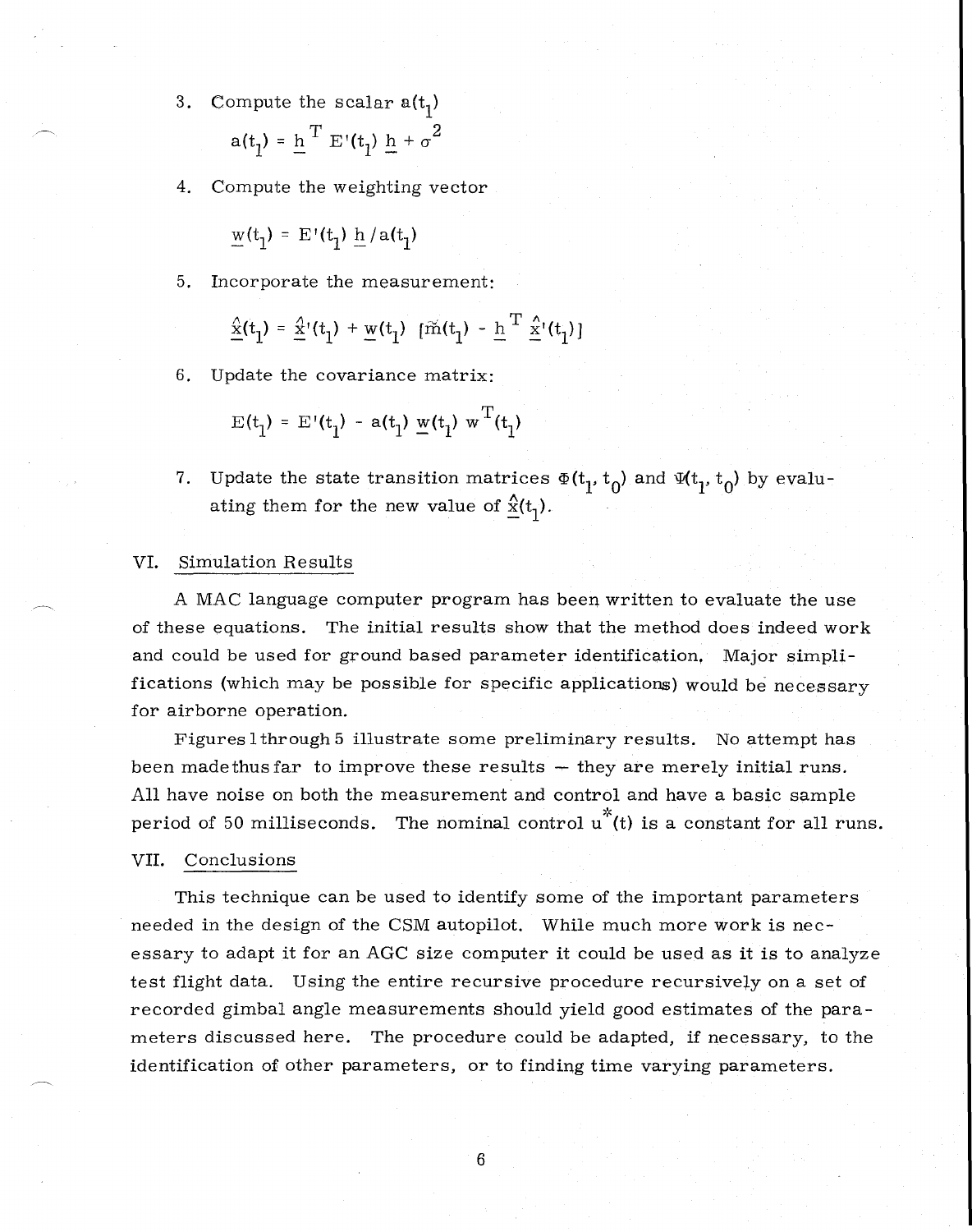3. Compute the scalar $a(t_1)$

$$a(t_1) = \underline{h}^T E'(t_1) \underline{h} + \sigma^2$$

4. Compute the weighting vector

$$\underline{w}(t_1) = E'(t_1) \underline{h} / a(t_1)$$

5. Incorporate the measurement:

$$\underline{\hat{x}}(t_1) = \underline{\hat{x}}'(t_1) + \underline{w}(t_1) \left[\tilde{m}(t_1) - \underline{h}^T \underline{\hat{x}}'(t_1)\right]$$

6. Update the covariance matrix:

$$E(t_1) = E'(t_1) - a(t_1) \underline{w}(t_1) w^T(t_1)$$

7. Update the state transition matrices $\Phi(t_1, t_0)$ and $\Psi(t_1, t_0)$ by evaluating them for the new value of $\underline{\hat{x}}(t_1)$.

## VI. Simulation Results

A MAC language computer program has been written to evaluate the use of these equations. The initial results show that the method does indeed work and could be used for ground based parameter identification. Major simplifications (which may be possible for specific applications) would be necessary for airborne operation.

Figures 1 through 5 illustrate some preliminary results. No attempt has been made thus far to improve these results — they are merely initial runs. All have noise on both the measurement and control and have a basic sample period of 50 milliseconds. The nominal control $u^*(t)$ is a constant for all runs.

## VII. Conclusions

This technique can be used to identify some of the important parameters needed in the design of the CSM autopilot. While much more work is necessary to adapt it for an AGC size computer it could be used as it is to analyze test flight data. Using the entire recursive procedure recursively on a set of recorded gimbal angle measurements should yield good estimates of the parameters discussed here. The procedure could be adapted, if necessary, to the identification of other parameters, or to finding time varying parameters.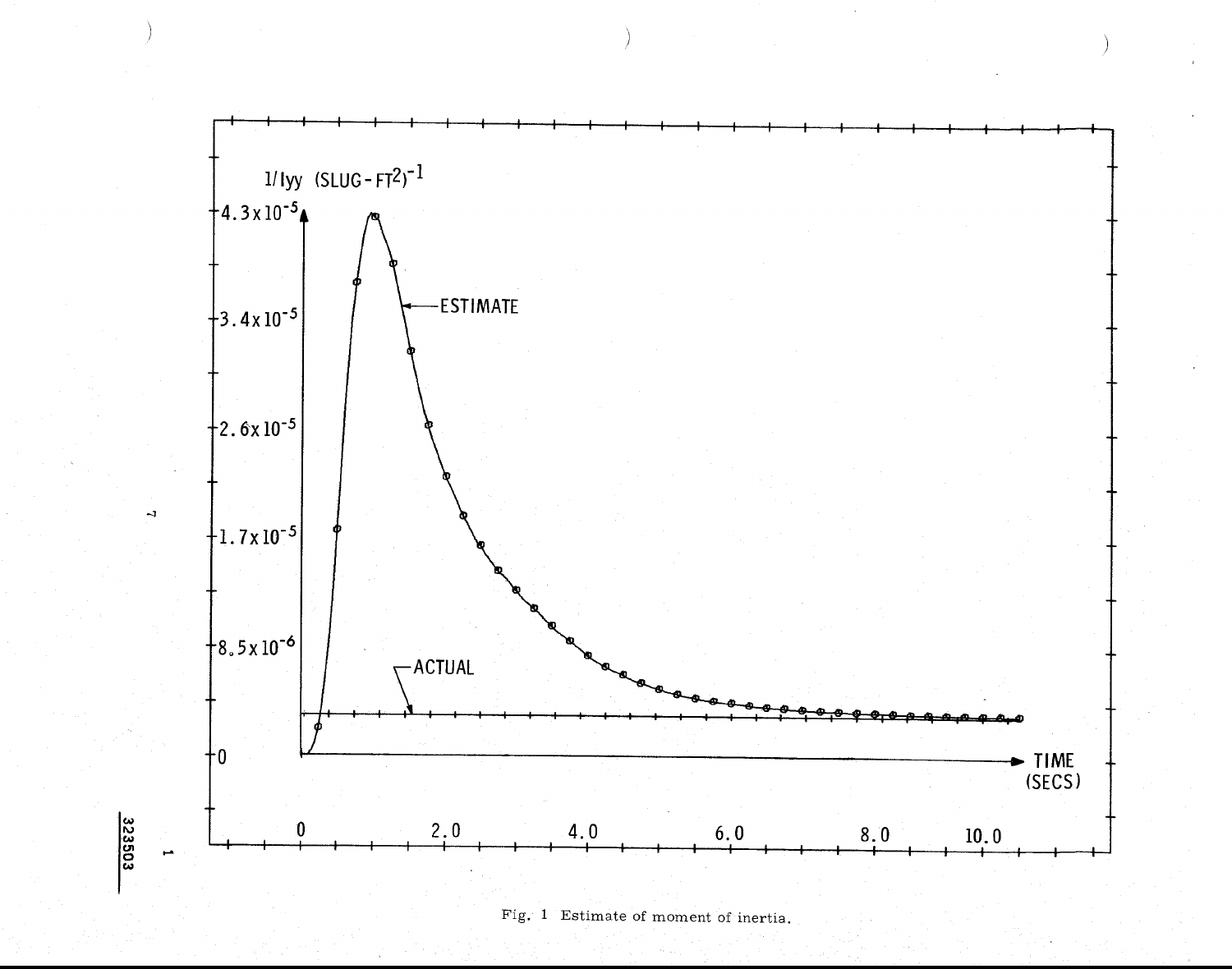Fig. 1 Estimate of moment of inertia.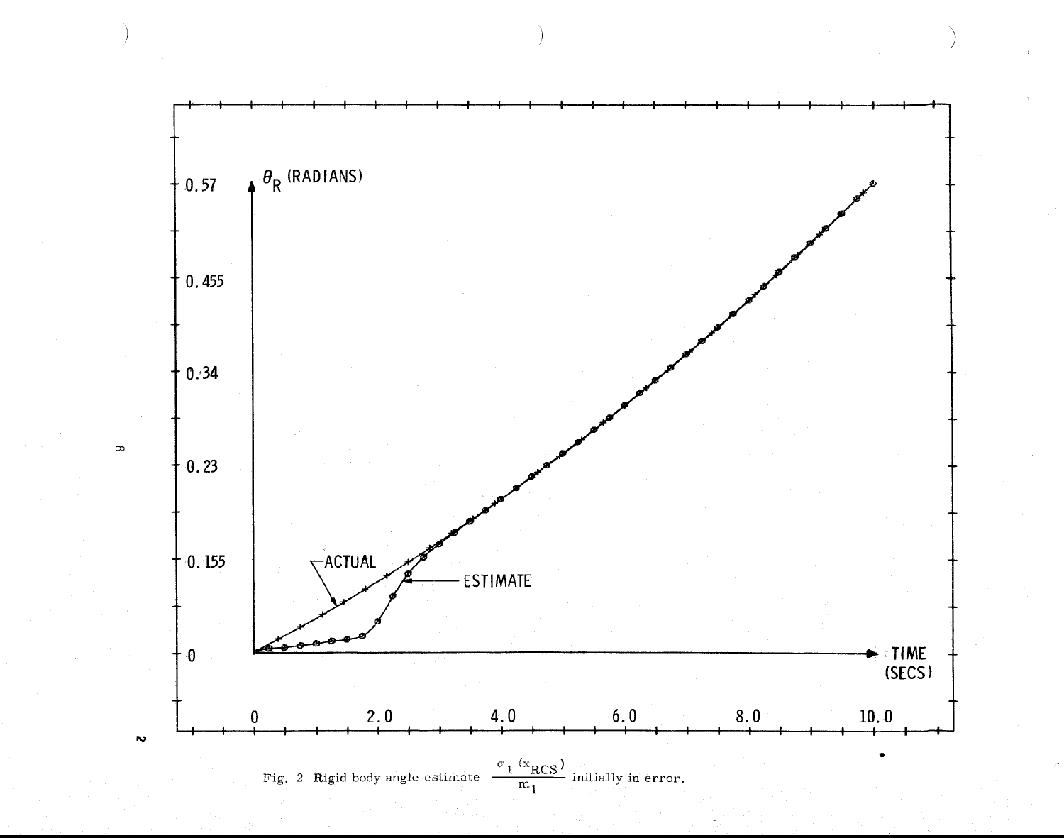Fig. 2 Rigid body angle estimate $\frac{\sigma_1(x_{RCS})}{m_1}$ initially in error.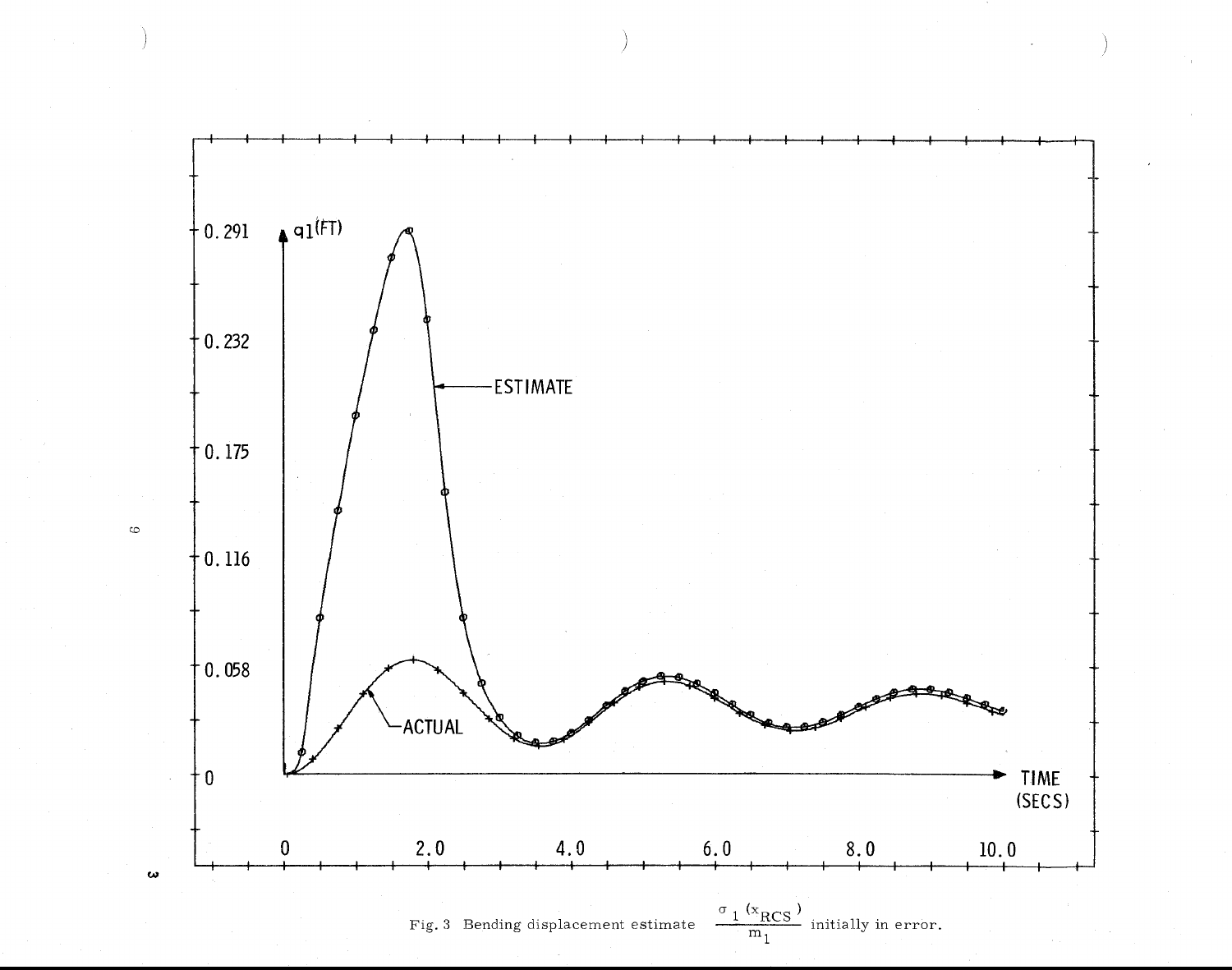Fig. 3 Bending displacement estimate $\frac{\sigma_1 (x_{RCS})}{m_1}$ initially in error.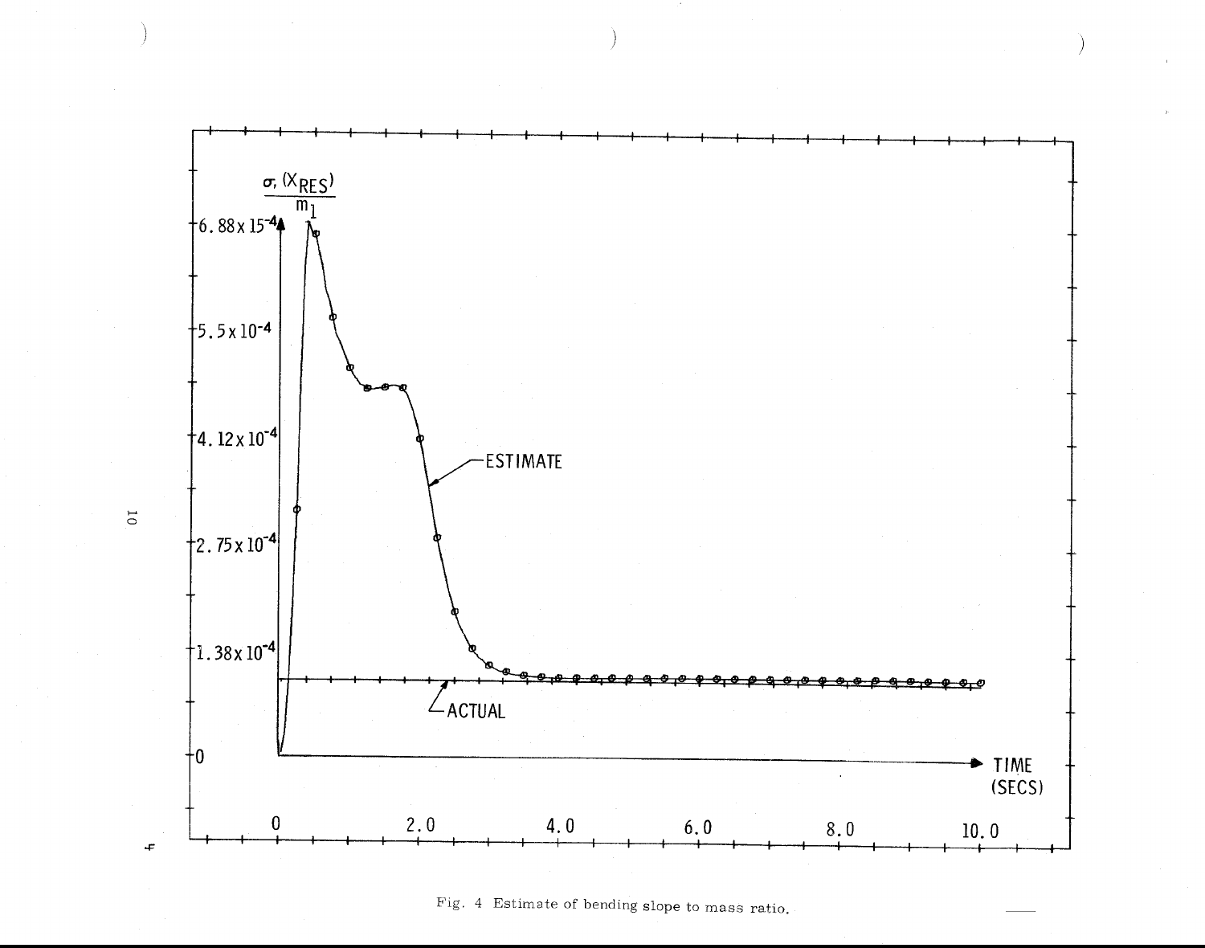Fig. 4 Estimate of bending slope to mass ratio.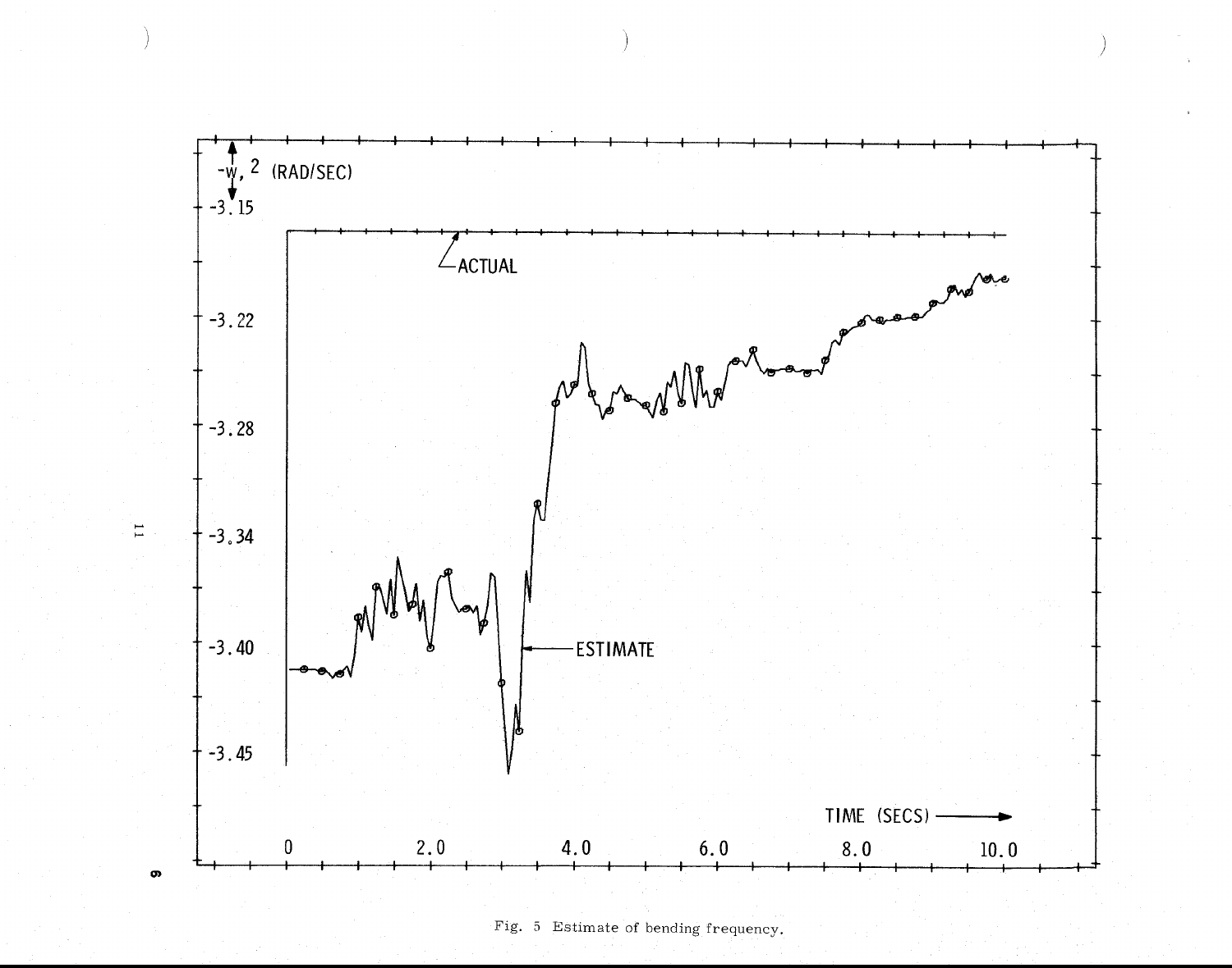Fig. 5 Estimate of bending frequency.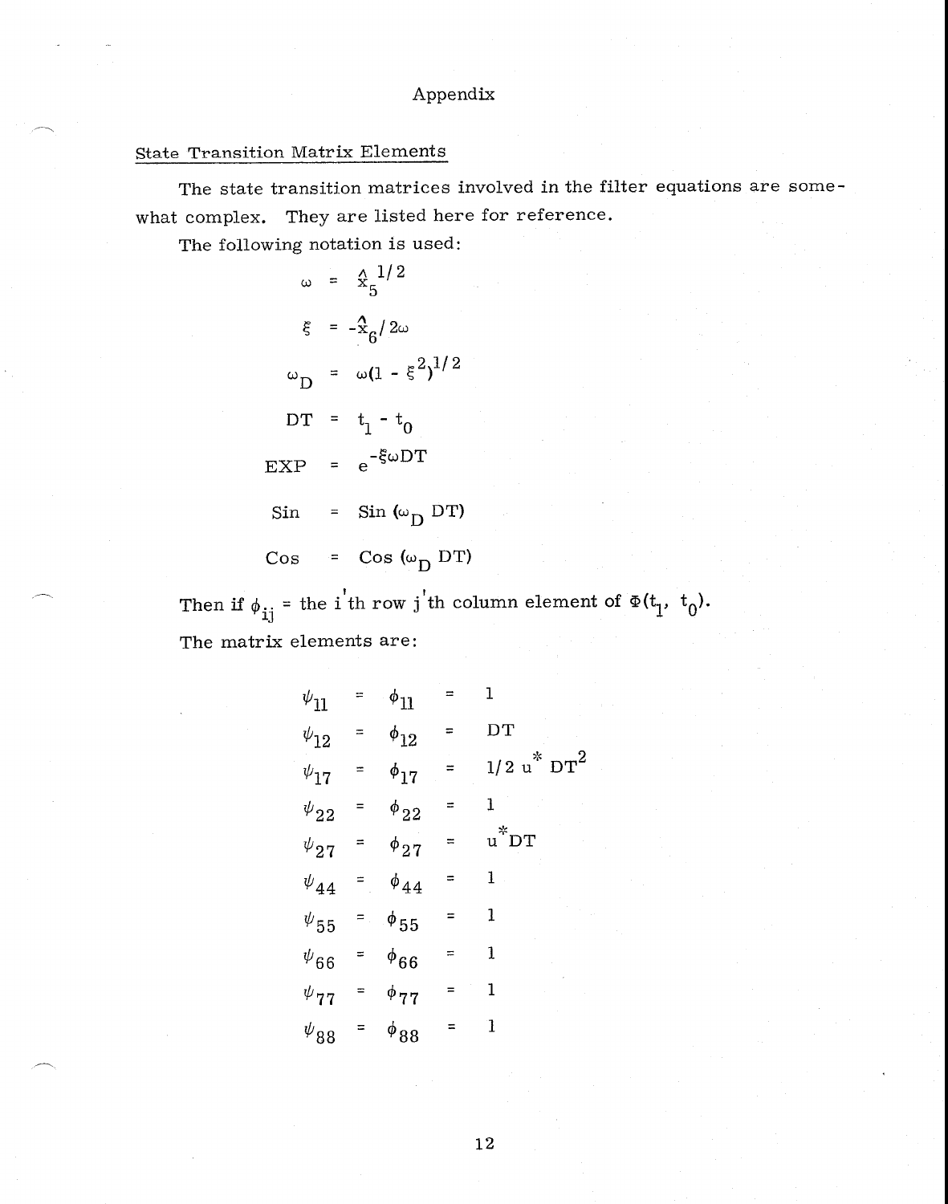# Appendix

## State Transition Matrix Elements

The state transition matrices involved in the filter equations are somewhat complex. They are listed here for reference.

The following notation is used:

$$\omega = \hat{x}_5^{1/2}$$

$$\xi = -\hat{x}_6 / 2\omega$$

$$\omega_D = \omega(1 - \xi^2)^{1/2}$$

$$DT = t_1 - t_0$$

$$EXP = e^{-\xi\omega DT}$$

$$\text{Sin} = \text{Sin}(\omega_D \, DT)$$

$$\text{Cos} = \text{Cos}(\omega_D \, DT)$$

Then if $\phi_{ij}$ = the i'th row j'th column element of $\Phi(t_1, t_0)$.

The matrix elements are:

$$\psi_{11} = \phi_{11} = 1$$

$$\psi_{12} = \phi_{12} = DT$$

$$\psi_{17} = \phi_{17} = 1/2 \, u^* \, DT^2$$

$$\psi_{22} = \phi_{22} = 1$$

$$\psi_{27} = \phi_{27} = u^* DT$$

$$\psi_{44} = \phi_{44} = 1$$

$$\psi_{55} = \phi_{55} = 1$$

$$\psi_{66} = \phi_{66} = 1$$

$$\psi_{77} = \phi_{77} = 1$$

$$\psi_{88} = \phi_{88} = 1$$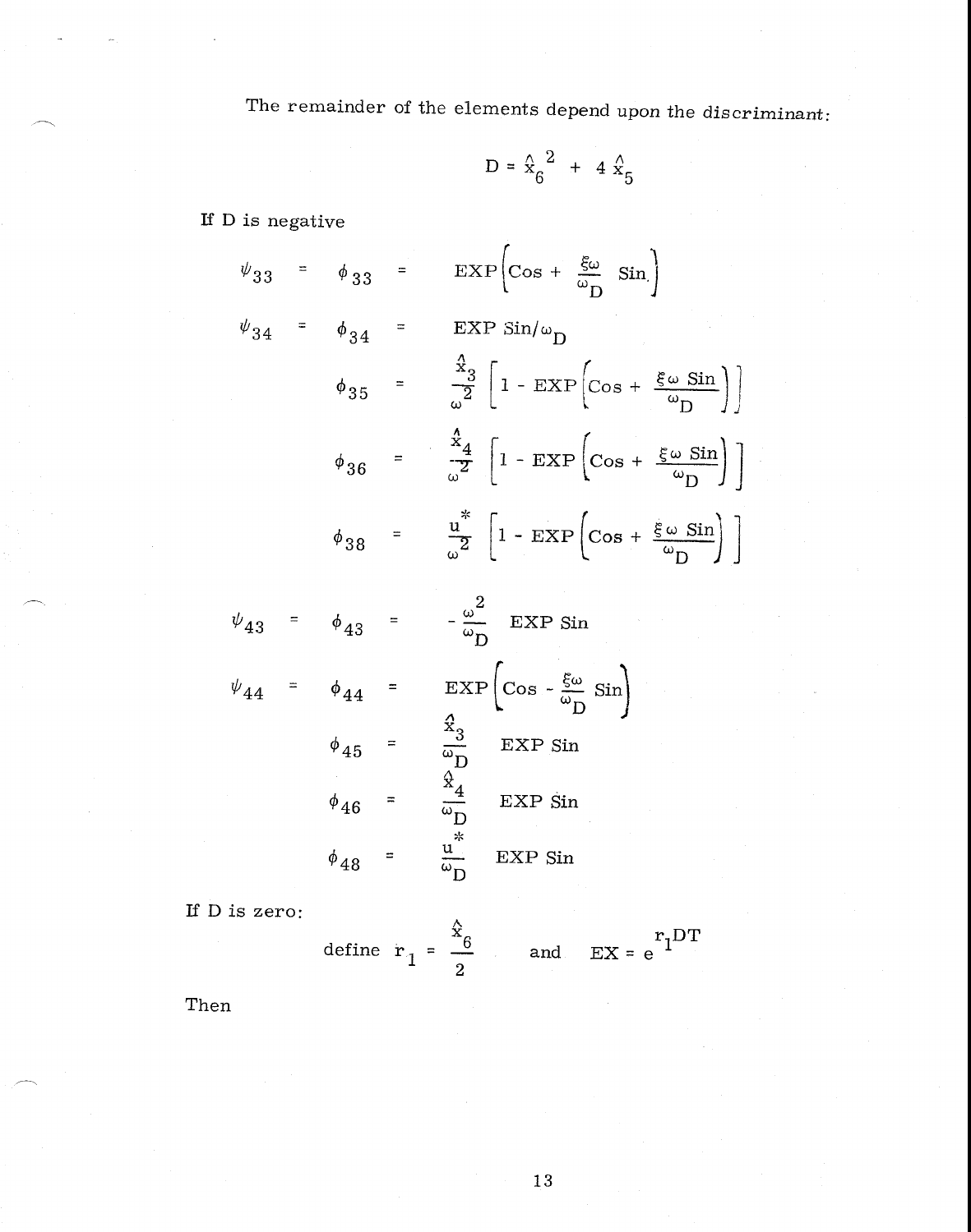The remainder of the elements depend upon the discriminant:

$$D = \hat{x}_6^{\,2} + 4\,\hat{x}_5$$

If D is negative

$$\psi_{33} = \phi_{33} = \text{EXP}\left(\text{Cos} + \frac{\xi\omega}{\omega_D}\,\text{Sin}\right)$$

$$\psi_{34} = \phi_{34} = \text{EXP Sin}/\omega_D$$

$$\phi_{35} = \frac{\hat{x}_3}{\omega^2}\left[1 - \text{EXP}\left(\text{Cos} + \frac{\xi\omega\,\text{Sin}}{\omega_D}\right)\right]$$

$$\phi_{36} = \frac{\hat{x}_4}{\omega^2}\left[1 - \text{EXP}\left(\text{Cos} + \frac{\xi\omega\,\text{Sin}}{\omega_D}\right)\right]$$

$$\phi_{38} = \frac{u^*}{\omega^2}\left[1 - \text{EXP}\left(\text{Cos} + \frac{\xi\omega\,\text{Sin}}{\omega_D}\right)\right]$$

$$\psi_{43} = \phi_{43} = -\frac{\omega^2}{\omega_D}\;\text{EXP Sin}$$

$$\psi_{44} = \phi_{44} = \text{EXP}\left(\text{Cos} - \frac{\xi\omega}{\omega_D}\,\text{Sin}\right)$$

$$\phi_{45} = \frac{\hat{x}_3}{\omega_D}\;\text{EXP Sin}$$

$$\phi_{46} = \frac{\hat{x}_4}{\omega_D}\;\text{EXP Sin}$$

$$\phi_{48} = \frac{u^*}{\omega_D}\;\text{EXP Sin}$$

If D is zero:

define $r_1 = \dfrac{\hat{x}_6}{2}$ and $EX = e^{r_1 DT}$

Then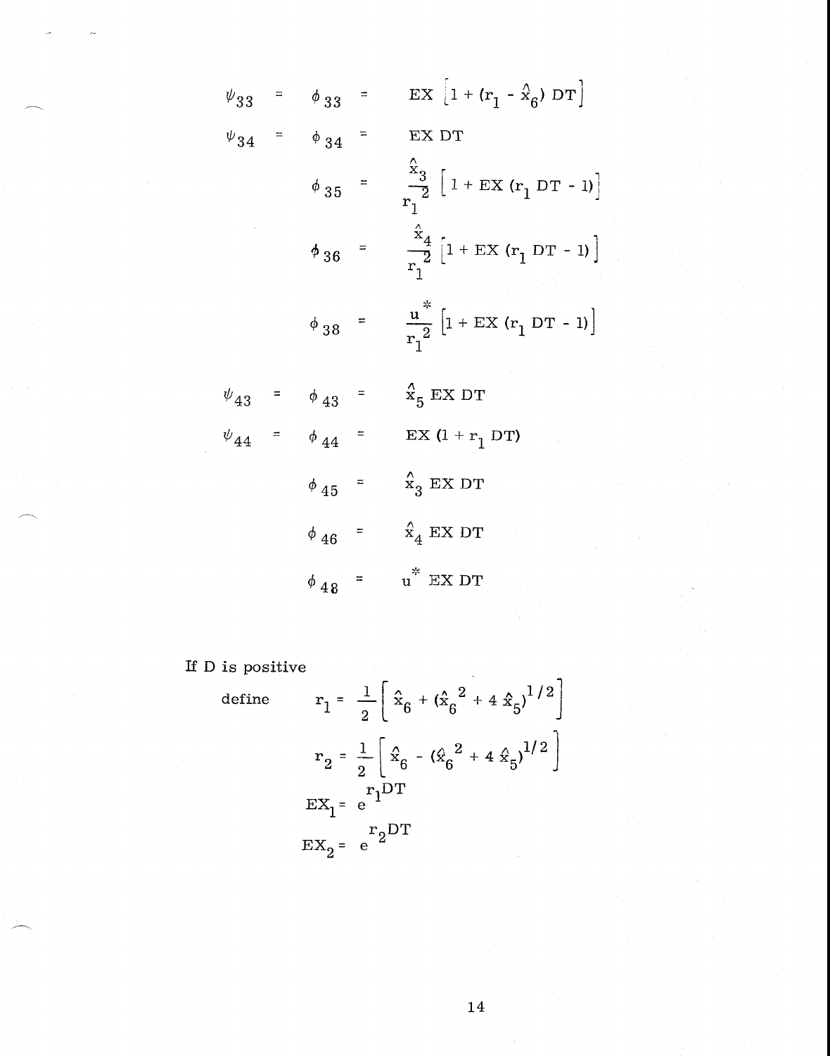$$\psi_{33} = \phi_{33} = EX\left[1 + (r_1 - \hat{x}_6)\, DT\right]$$

$$\psi_{34} = \phi_{34} = EX\ DT$$

$$\phi_{35} = \frac{\hat{x}_3}{r_1^2}\left[1 + EX\,(r_1\, DT - 1)\right]$$

$$\phi_{36} = \frac{\hat{x}_4}{r_1^2}\left[1 + EX\,(r_1\, DT - 1)\right]$$

$$\phi_{38} = \frac{u^*}{r_1^2}\left[1 + EX\,(r_1\, DT - 1)\right]$$

$$\psi_{43} = \phi_{43} = \hat{x}_5\ EX\ DT$$

$$\psi_{44} = \phi_{44} = EX\,(1 + r_1\, DT)$$

$$\phi_{45} = \hat{x}_3\ EX\ DT$$

$$\phi_{46} = \hat{x}_4\ EX\ DT$$

$$\phi_{48} = u^*\ EX\ DT$$

If D is positive

define

$$r_1 = \frac{1}{2}\left[\hat{x}_6 + (\hat{x}_6^{\,2} + 4\,\hat{x}_5)^{1/2}\right]$$

$$r_2 = \frac{1}{2}\left[\hat{x}_6 - (\hat{x}_6^{\,2} + 4\,\hat{x}_5)^{1/2}\right]$$

$$EX_1 = e^{r_1 DT}$$

$$EX_2 = e^{r_2 DT}$$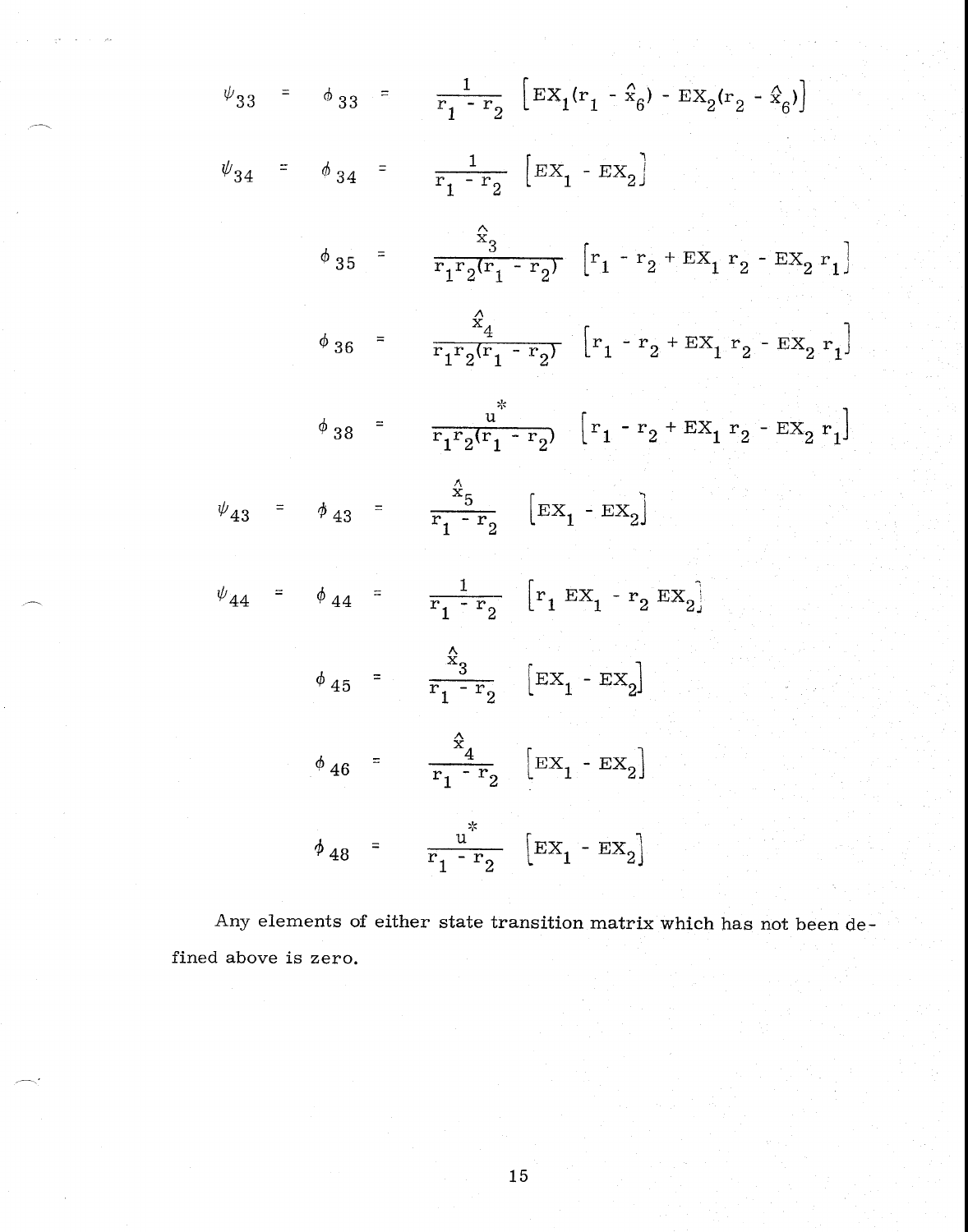$$\psi_{33} = \phi_{33} = \frac{1}{r_1 - r_2} \left[ EX_1 (r_1 - \hat{x}_6) - EX_2 (r_2 - \hat{x}_6) \right]$$

$$\psi_{34} = \phi_{34} = \frac{1}{r_1 - r_2} \left[ EX_1 - EX_2 \right]$$

$$\phi_{35} = \frac{\hat{x}_3}{r_1 r_2 (r_1 - r_2)} \left[ r_1 - r_2 + EX_1 \, r_2 - EX_2 \, r_1 \right]$$

$$\phi_{36} = \frac{\hat{x}_4}{r_1 r_2 (r_1 - r_2)} \left[ r_1 - r_2 + EX_1 \, r_2 - EX_2 \, r_1 \right]$$

$$\phi_{38} = \frac{u^*}{r_1 r_2 (r_1 - r_2)} \left[ r_1 - r_2 + EX_1 \, r_2 - EX_2 \, r_1 \right]$$

$$\psi_{43} = \phi_{43} = \frac{\hat{x}_5}{r_1 - r_2} \left[ EX_1 - EX_2 \right]$$

$$\psi_{44} = \phi_{44} = \frac{1}{r_1 - r_2} \left[ r_1 \, EX_1 - r_2 \, EX_2 \right]$$

$$\phi_{45} = \frac{\hat{x}_3}{r_1 - r_2} \left[ EX_1 - EX_2 \right]$$

$$\phi_{46} = \frac{\hat{x}_4}{r_1 - r_2} \left[ EX_1 - EX_2 \right]$$

$$\phi_{48} = \frac{u^*}{r_1 - r_2} \left[ EX_1 - EX_2 \right]$$

Any elements of either state transition matrix which has not been defined above is zero.